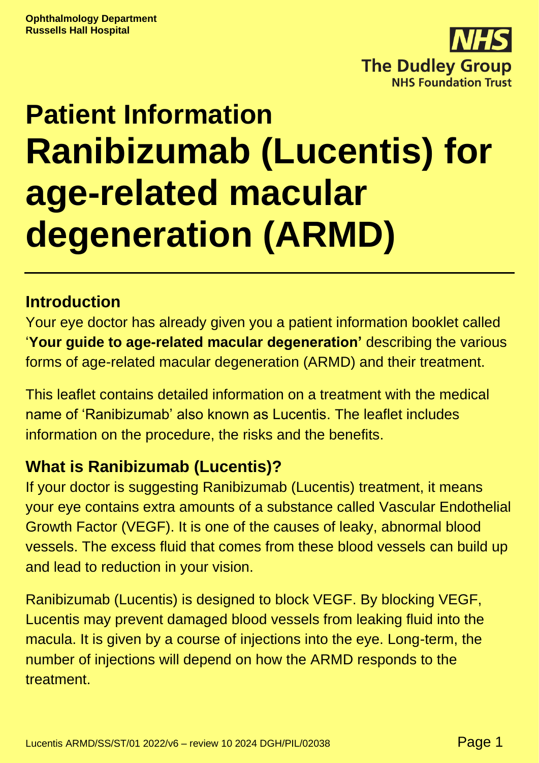Ophthalmology Department
Russells Hall Hospital

The Dudley Group
NHS Foundation Trust

# Patient Information
# Ranibizumab (Lucentis) for age-related macular degeneration (ARMD)

## Introduction

Your eye doctor has already given you a patient information booklet called '**Your guide to age-related macular degeneration'** describing the various forms of age-related macular degeneration (ARMD) and their treatment.

This leaflet contains detailed information on a treatment with the medical name of 'Ranibizumab' also known as Lucentis. The leaflet includes information on the procedure, the risks and the benefits.

## What is Ranibizumab (Lucentis)?

If your doctor is suggesting Ranibizumab (Lucentis) treatment, it means your eye contains extra amounts of a substance called Vascular Endothelial Growth Factor (VEGF). It is one of the causes of leaky, abnormal blood vessels. The excess fluid that comes from these blood vessels can build up and lead to reduction in your vision.

Ranibizumab (Lucentis) is designed to block VEGF. By blocking VEGF, Lucentis may prevent damaged blood vessels from leaking fluid into the macula. It is given by a course of injections into the eye. Long-term, the number of injections will depend on how the ARMD responds to the treatment.

Lucentis ARMD/SS/ST/01 2022/v6 – review 10 2024 DGH/PIL/02038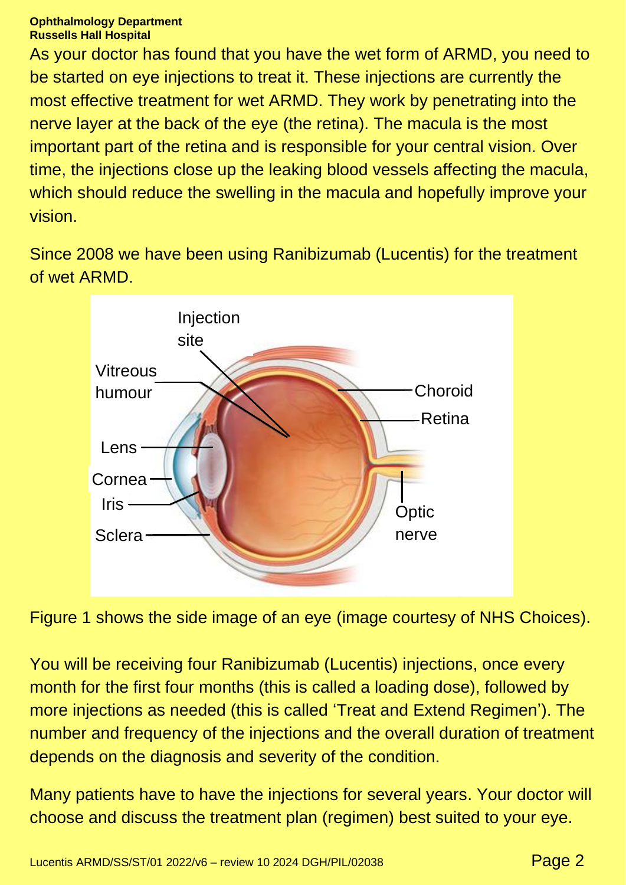As your doctor has found that you have the wet form of ARMD, you need to be started on eye injections to treat it. These injections are currently the most effective treatment for wet ARMD. They work by penetrating into the nerve layer at the back of the eye (the retina). The macula is the most important part of the retina and is responsible for your central vision. Over time, the injections close up the leaking blood vessels affecting the macula, which should reduce the swelling in the macula and hopefully improve your vision.

Since 2008 we have been using Ranibizumab (Lucentis) for the treatment of wet ARMD.

Figure 1 shows the side image of an eye (image courtesy of NHS Choices).

You will be receiving four Ranibizumab (Lucentis) injections, once every month for the first four months (this is called a loading dose), followed by more injections as needed (this is called 'Treat and Extend Regimen'). The number and frequency of the injections and the overall duration of treatment depends on the diagnosis and severity of the condition.

Many patients have to have the injections for several years. Your doctor will choose and discuss the treatment plan (regimen) best suited to your eye.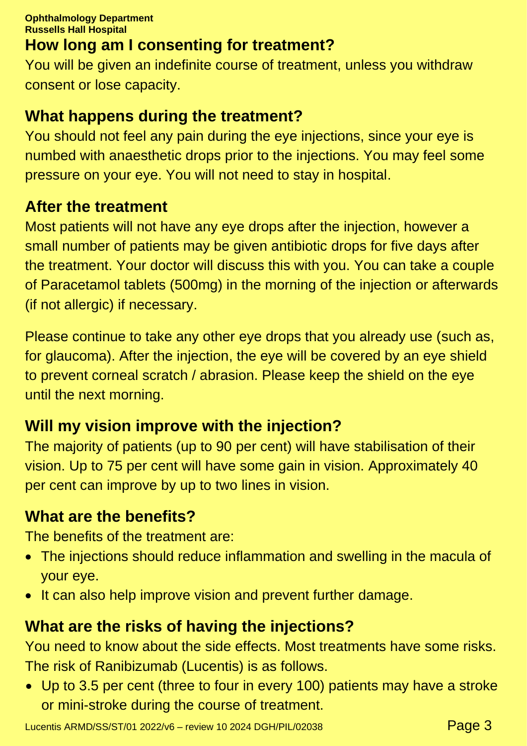## How long am I consenting for treatment?

You will be given an indefinite course of treatment, unless you withdraw consent or lose capacity.

## What happens during the treatment?

You should not feel any pain during the eye injections, since your eye is numbed with anaesthetic drops prior to the injections. You may feel some pressure on your eye. You will not need to stay in hospital.

## After the treatment

Most patients will not have any eye drops after the injection, however a small number of patients may be given antibiotic drops for five days after the treatment. Your doctor will discuss this with you. You can take a couple of Paracetamol tablets (500mg) in the morning of the injection or afterwards (if not allergic) if necessary.

Please continue to take any other eye drops that you already use (such as, for glaucoma). After the injection, the eye will be covered by an eye shield to prevent corneal scratch / abrasion. Please keep the shield on the eye until the next morning.

## Will my vision improve with the injection?

The majority of patients (up to 90 per cent) will have stabilisation of their vision. Up to 75 per cent will have some gain in vision. Approximately 40 per cent can improve by up to two lines in vision.

## What are the benefits?

The benefits of the treatment are:

- The injections should reduce inflammation and swelling in the macula of your eye.
- It can also help improve vision and prevent further damage.

## What are the risks of having the injections?

You need to know about the side effects. Most treatments have some risks. The risk of Ranibizumab (Lucentis) is as follows.

- Up to 3.5 per cent (three to four in every 100) patients may have a stroke or mini-stroke during the course of treatment.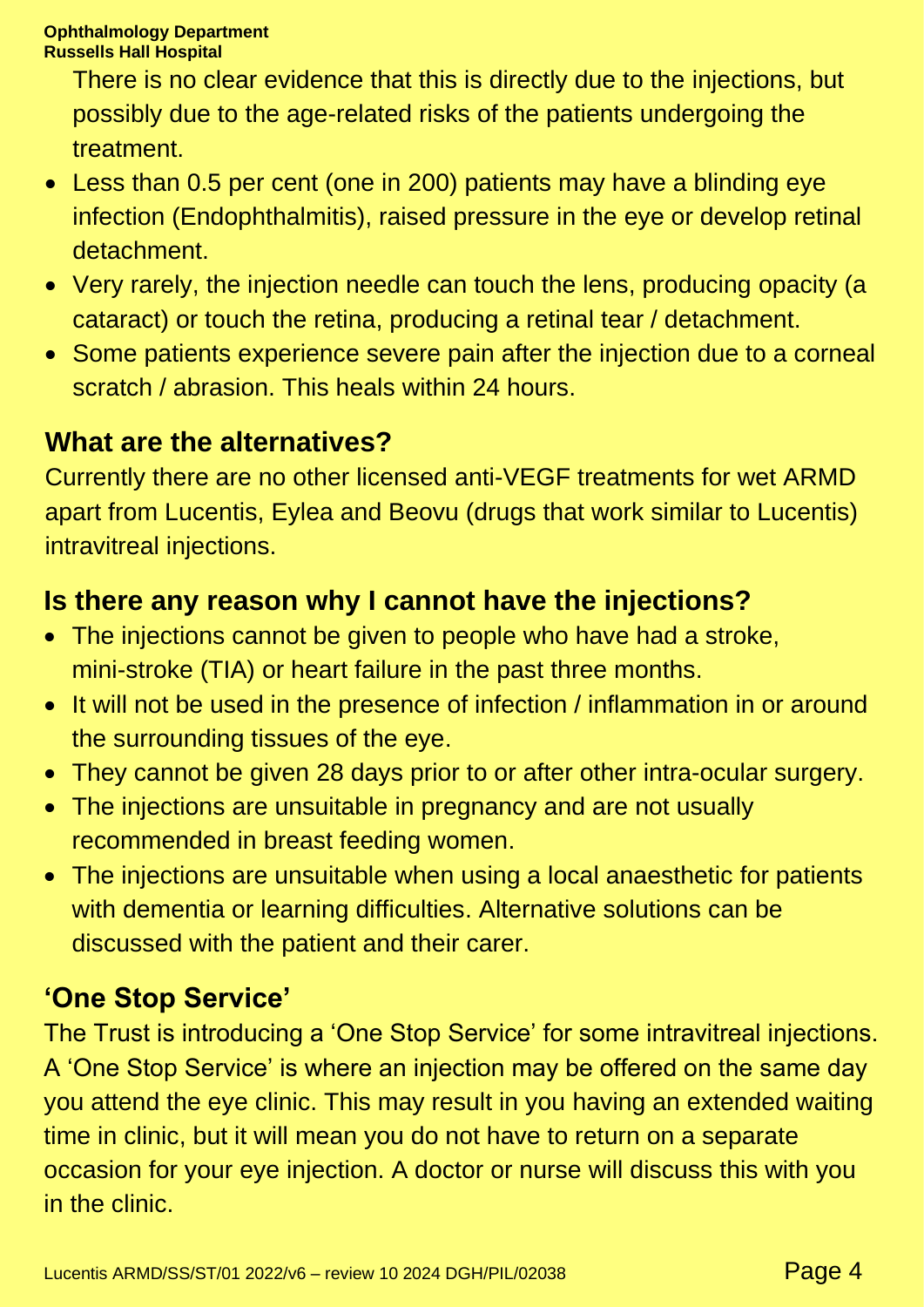There is no clear evidence that this is directly due to the injections, but possibly due to the age-related risks of the patients undergoing the treatment.

- Less than 0.5 per cent (one in 200) patients may have a blinding eye infection (Endophthalmitis), raised pressure in the eye or develop retinal detachment.
- Very rarely, the injection needle can touch the lens, producing opacity (a cataract) or touch the retina, producing a retinal tear / detachment.
- Some patients experience severe pain after the injection due to a corneal scratch / abrasion. This heals within 24 hours.

## What are the alternatives?

Currently there are no other licensed anti-VEGF treatments for wet ARMD apart from Lucentis, Eylea and Beovu (drugs that work similar to Lucentis) intravitreal injections.

## Is there any reason why I cannot have the injections?

- The injections cannot be given to people who have had a stroke, mini-stroke (TIA) or heart failure in the past three months.
- It will not be used in the presence of infection / inflammation in or around the surrounding tissues of the eye.
- They cannot be given 28 days prior to or after other intra-ocular surgery.
- The injections are unsuitable in pregnancy and are not usually recommended in breast feeding women.
- The injections are unsuitable when using a local anaesthetic for patients with dementia or learning difficulties. Alternative solutions can be discussed with the patient and their carer.

## 'One Stop Service'

The Trust is introducing a 'One Stop Service' for some intravitreal injections. A 'One Stop Service' is where an injection may be offered on the same day you attend the eye clinic. This may result in you having an extended waiting time in clinic, but it will mean you do not have to return on a separate occasion for your eye injection. A doctor or nurse will discuss this with you in the clinic.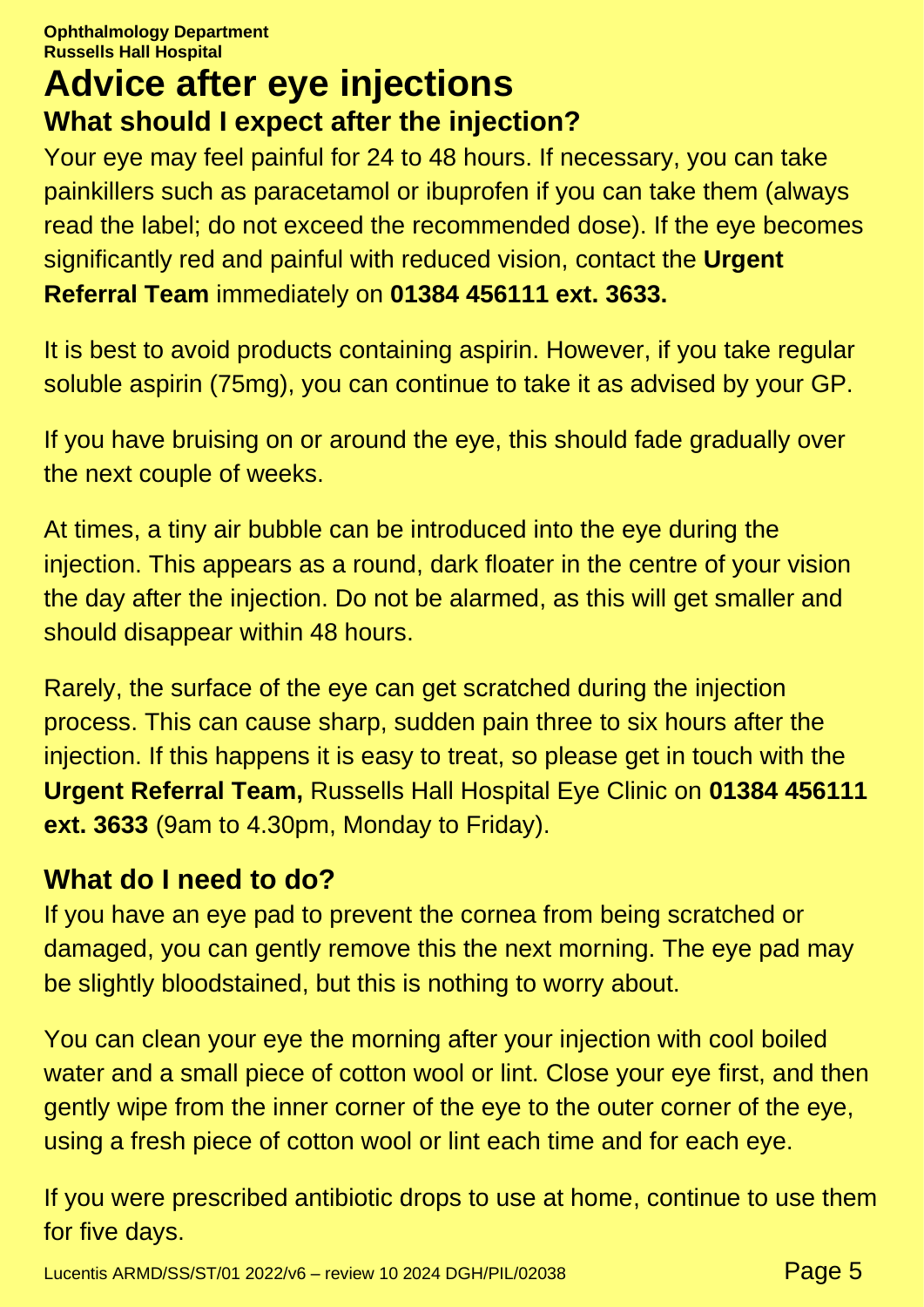**Ophthalmology Department**
**Russells Hall Hospital**

# Advice after eye injections

## What should I expect after the injection?

Your eye may feel painful for 24 to 48 hours. If necessary, you can take painkillers such as paracetamol or ibuprofen if you can take them (always read the label; do not exceed the recommended dose). If the eye becomes significantly red and painful with reduced vision, contact the **Urgent Referral Team** immediately on **01384 456111 ext. 3633.**

It is best to avoid products containing aspirin. However, if you take regular soluble aspirin (75mg), you can continue to take it as advised by your GP.

If you have bruising on or around the eye, this should fade gradually over the next couple of weeks.

At times, a tiny air bubble can be introduced into the eye during the injection. This appears as a round, dark floater in the centre of your vision the day after the injection. Do not be alarmed, as this will get smaller and should disappear within 48 hours.

Rarely, the surface of the eye can get scratched during the injection process. This can cause sharp, sudden pain three to six hours after the injection. If this happens it is easy to treat, so please get in touch with the **Urgent Referral Team,** Russells Hall Hospital Eye Clinic on **01384 456111 ext. 3633** (9am to 4.30pm, Monday to Friday).

## What do I need to do?

If you have an eye pad to prevent the cornea from being scratched or damaged, you can gently remove this the next morning. The eye pad may be slightly bloodstained, but this is nothing to worry about.

You can clean your eye the morning after your injection with cool boiled water and a small piece of cotton wool or lint. Close your eye first, and then gently wipe from the inner corner of the eye to the outer corner of the eye, using a fresh piece of cotton wool or lint each time and for each eye.

If you were prescribed antibiotic drops to use at home, continue to use them for five days.

Lucentis ARMD/SS/ST/01 2022/v6 – review 10 2024 DGH/PIL/02038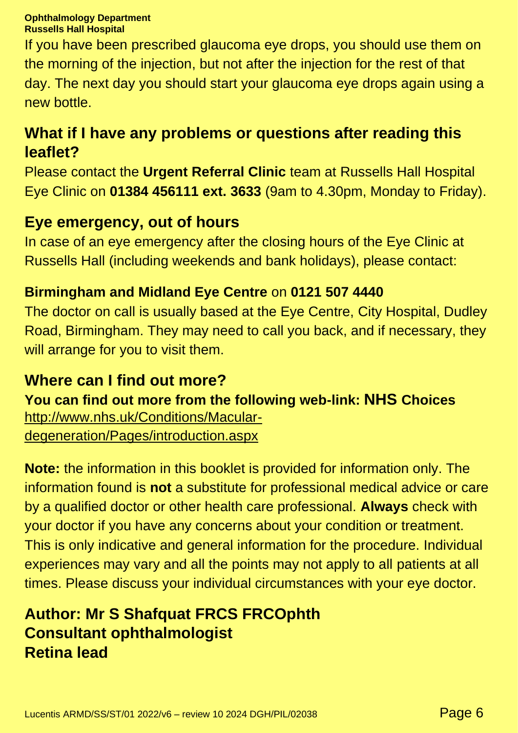If you have been prescribed glaucoma eye drops, you should use them on the morning of the injection, but not after the injection for the rest of that day. The next day you should start your glaucoma eye drops again using a new bottle.

## What if I have any problems or questions after reading this leaflet?

Please contact the **Urgent Referral Clinic** team at Russells Hall Hospital Eye Clinic on **01384 456111 ext. 3633** (9am to 4.30pm, Monday to Friday).

## Eye emergency, out of hours

In case of an eye emergency after the closing hours of the Eye Clinic at Russells Hall (including weekends and bank holidays), please contact:

**Birmingham and Midland Eye Centre** on **0121 507 4440**

The doctor on call is usually based at the Eye Centre, City Hospital, Dudley Road, Birmingham. They may need to call you back, and if necessary, they will arrange for you to visit them.

## Where can I find out more?

**You can find out more from the following web-link: NHS Choices**

http://www.nhs.uk/Conditions/Macular-degeneration/Pages/introduction.aspx

**Note:** the information in this booklet is provided for information only. The information found is **not** a substitute for professional medical advice or care by a qualified doctor or other health care professional. **Always** check with your doctor if you have any concerns about your condition or treatment. This is only indicative and general information for the procedure. Individual experiences may vary and all the points may not apply to all patients at all times. Please discuss your individual circumstances with your eye doctor.

**Author: Mr S Shafquat FRCS FRCOphth**
**Consultant ophthalmologist**
**Retina lead**

Lucentis ARMD/SS/ST/01 2022/v6 – review 10 2024 DGH/PIL/02038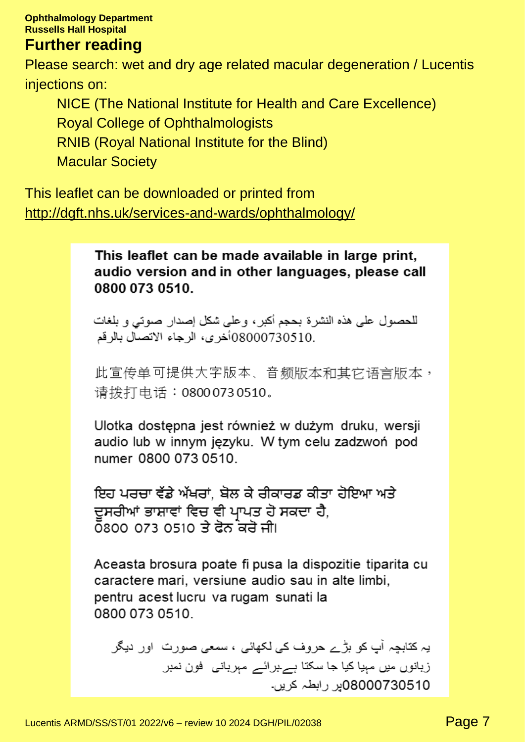**Ophthalmology Department**
**Russells Hall Hospital**

## Further reading

Please search: wet and dry age related macular degeneration / Lucentis injections on:

- NICE (The National Institute for Health and Care Excellence)
- Royal College of Ophthalmologists
- RNIB (Royal National Institute for the Blind)
- Macular Society

This leaflet can be downloaded or printed from http://dgft.nhs.uk/services-and-wards/ophthalmology/

**This leaflet can be made available in large print, audio version and in other languages, please call 0800 073 0510.**

للحصول على هذه النشرة بحجم أكبر، وعلى شكل إصدار صوتي و بلغات أخرى، الرجاء الاتصال بالرقم 08000730510.

此宣传单可提供大字版本、音频版本和其它语言版本，请拨打电话：0800 073 0510。

Ulotka dostępna jest również w dużym druku, wersji audio lub w innym języku. W tym celu zadzwoń pod numer 0800 073 0510.

ਇਹ ਪਰਚਾ ਵੱਡੇ ਅੱਖਰਾਂ, ਬੋਲ ਕੇ ਰੀਕਾਰਡ ਕੀਤਾ ਹੋਇਆ ਅਤੇ ਦੂਸਰੀਆਂ ਭਾਸ਼ਾਵਾਂ ਵਿਚ ਵੀ ਪ੍ਰਾਪਤ ਹੋ ਸਕਦਾ ਹੈ, 0800 073 0510 ਤੇ ਫੋਨ ਕਰੋ ਜੀ।

Aceasta brosura poate fi pusa la dispozitie tiparita cu caractere mari, versiune audio sau in alte limbi, pentru acest lucru va rugam sunati la 0800 073 0510.

یہ کتابچہ آپ کو بڑے حروف کی لکھائی ، سمعی صورت اور دیگر زبانوں میں مہیا کیا جا سکتا ہے۔برائے مہربانی فون نمبر 08000730510پر رابطہ کریں۔

Lucentis ARMD/SS/ST/01 2022/v6 – review 10 2024 DGH/PIL/02038